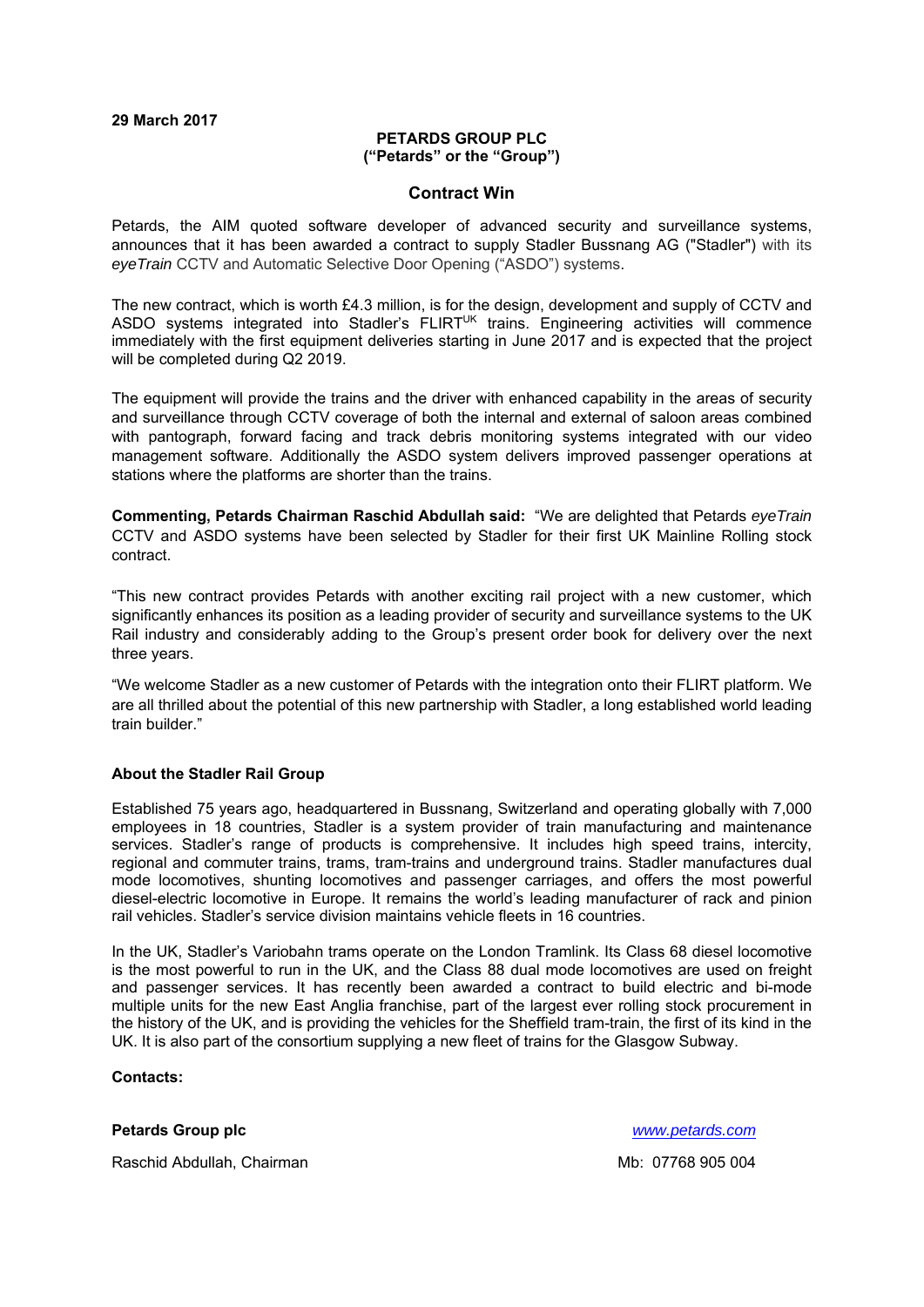**29 March 2017**

**PETARDS GROUP PLC**
**("Petards" or the "Group")**

## Contract Win

Petards, the AIM quoted software developer of advanced security and surveillance systems, announces that it has been awarded a contract to supply Stadler Bussnang AG ("Stadler") with its *eyeTrain* CCTV and Automatic Selective Door Opening ("ASDO") systems.

The new contract, which is worth £4.3 million, is for the design, development and supply of CCTV and ASDO systems integrated into Stadler's FLIRT$^{UK}$ trains. Engineering activities will commence immediately with the first equipment deliveries starting in June 2017 and is expected that the project will be completed during Q2 2019.

The equipment will provide the trains and the driver with enhanced capability in the areas of security and surveillance through CCTV coverage of both the internal and external of saloon areas combined with pantograph, forward facing and track debris monitoring systems integrated with our video management software. Additionally the ASDO system delivers improved passenger operations at stations where the platforms are shorter than the trains.

**Commenting, Petards Chairman Raschid Abdullah said:** "We are delighted that Petards *eyeTrain* CCTV and ASDO systems have been selected by Stadler for their first UK Mainline Rolling stock contract.

"This new contract provides Petards with another exciting rail project with a new customer, which significantly enhances its position as a leading provider of security and surveillance systems to the UK Rail industry and considerably adding to the Group's present order book for delivery over the next three years.

"We welcome Stadler as a new customer of Petards with the integration onto their FLIRT platform. We are all thrilled about the potential of this new partnership with Stadler, a long established world leading train builder."

### About the Stadler Rail Group

Established 75 years ago, headquartered in Bussnang, Switzerland and operating globally with 7,000 employees in 18 countries, Stadler is a system provider of train manufacturing and maintenance services. Stadler's range of products is comprehensive. It includes high speed trains, intercity, regional and commuter trains, trams, tram-trains and underground trains. Stadler manufactures dual mode locomotives, shunting locomotives and passenger carriages, and offers the most powerful diesel-electric locomotive in Europe. It remains the world's leading manufacturer of rack and pinion rail vehicles. Stadler's service division maintains vehicle fleets in 16 countries.

In the UK, Stadler's Variobahn trams operate on the London Tramlink. Its Class 68 diesel locomotive is the most powerful to run in the UK, and the Class 88 dual mode locomotives are used on freight and passenger services. It has recently been awarded a contract to build electric and bi-mode multiple units for the new East Anglia franchise, part of the largest ever rolling stock procurement in the history of the UK, and is providing the vehicles for the Sheffield tram-train, the first of its kind in the UK. It is also part of the consortium supplying a new fleet of trains for the Glasgow Subway.

**Contacts:**

**Petards Group plc** — *www.petards.com*

Raschid Abdullah, Chairman — Mb: 07768 905 004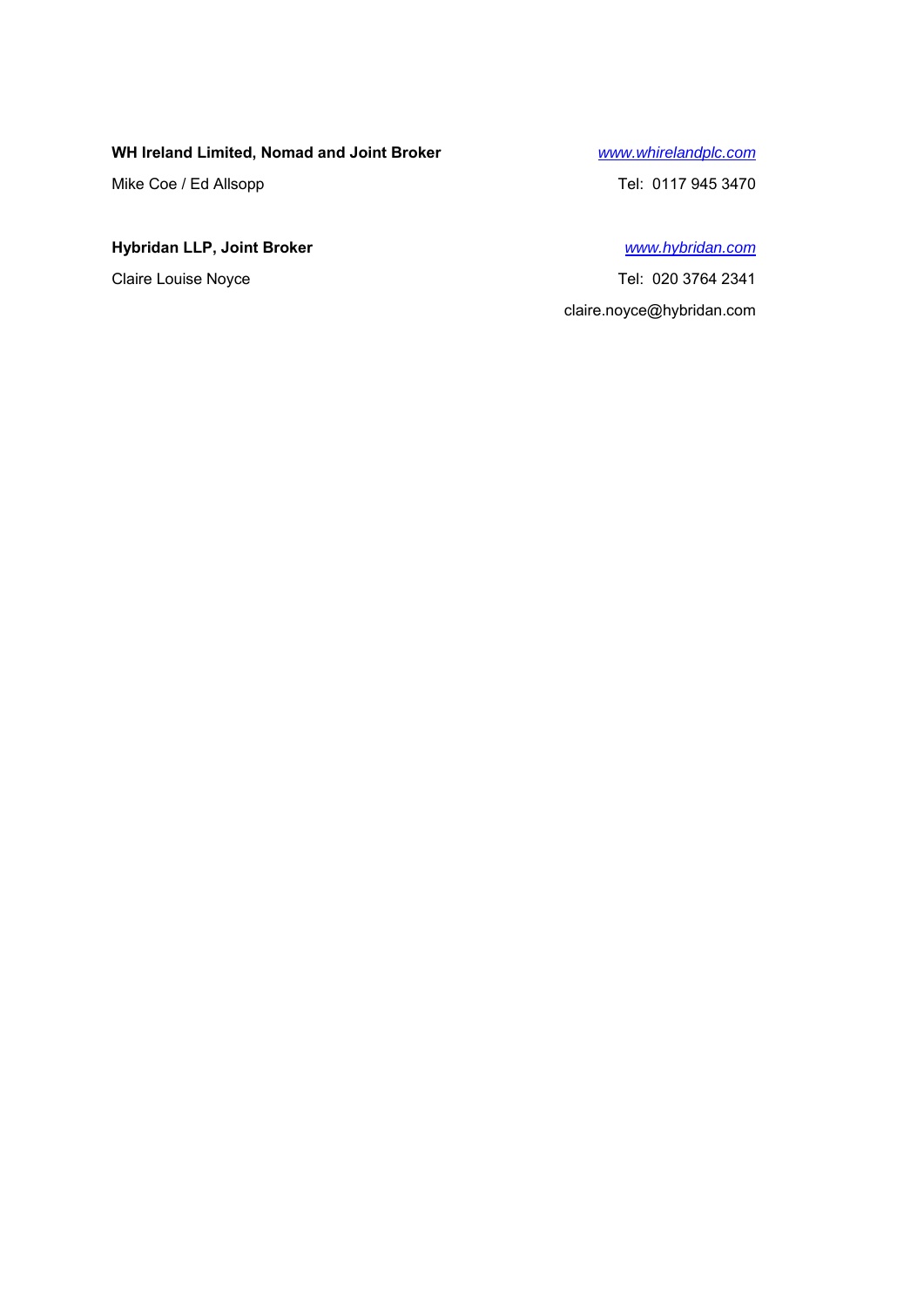| | |
|---|---|
| **WH Ireland Limited, Nomad and Joint Broker** | *www.whirelandplc.com* |
| Mike Coe / Ed Allsopp | Tel: 0117 945 3470 |
| | |
| **Hybridan LLP, Joint Broker** | *www.hybridan.com* |
| Claire Louise Noyce | Tel: 020 3764 2341 |
| | claire.noyce@hybridan.com |